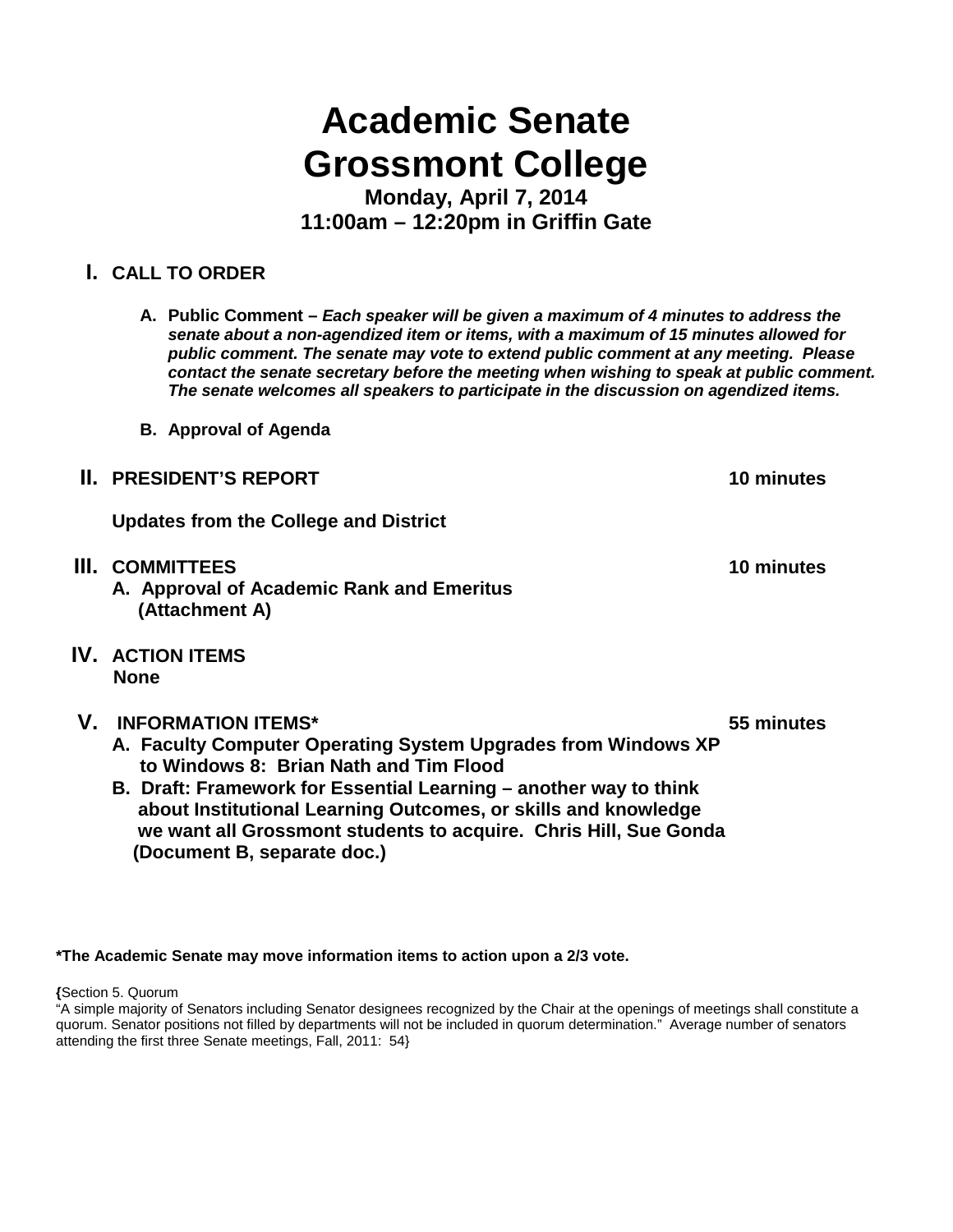# Academic Senate
# Grossmont College

**Monday, April 7, 2014**
**11:00am – 12:20pm in Griffin Gate**

## I. CALL TO ORDER

A. **Public Comment –** ***Each speaker will be given a maximum of 4 minutes to address the senate about a non-agendized item or items, with a maximum of 15 minutes allowed for public comment. The senate may vote to extend public comment at any meeting. Please contact the senate secretary before the meeting when wishing to speak at public comment. The senate welcomes all speakers to participate in the discussion on agendized items.***

B. **Approval of Agenda**

## II. PRESIDENT'S REPORT — 10 minutes

**Updates from the College and District**

## III. COMMITTEES — 10 minutes

A. **Approval of Academic Rank and Emeritus (Attachment A)**

## IV. ACTION ITEMS

**None**

## V. INFORMATION ITEMS* — 55 minutes

A. **Faculty Computer Operating System Upgrades from Windows XP to Windows 8: Brian Nath and Tim Flood**

B. **Draft: Framework for Essential Learning – another way to think about Institutional Learning Outcomes, or skills and knowledge we want all Grossmont students to acquire. Chris Hill, Sue Gonda (Document B, separate doc.)**

**\*The Academic Senate may move information items to action upon a 2/3 vote.**

**{**Section 5. Quorum
"A simple majority of Senators including Senator designees recognized by the Chair at the openings of meetings shall constitute a quorum. Senator positions not filled by departments will not be included in quorum determination." Average number of senators attending the first three Senate meetings, Fall, 2011: 54}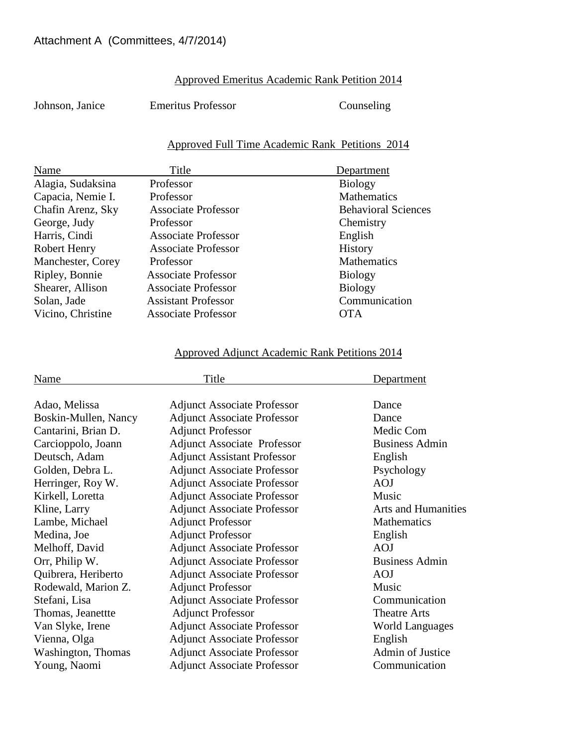Attachment A (Committees, 4/7/2014)

## Approved Emeritus Academic Rank Petition 2014

| | | |
|---|---|---|
| Johnson, Janice | Emeritus Professor | Counseling |

## Approved Full Time Academic Rank Petitions 2014

| Name | Title | Department |
|---|---|---|
| Alagia, Sudaksina | Professor | Biology |
| Capacia, Nemie I. | Professor | Mathematics |
| Chafin Arenz, Sky | Associate Professor | Behavioral Sciences |
| George, Judy | Professor | Chemistry |
| Harris, Cindi | Associate Professor | English |
| Robert Henry | Associate Professor | History |
| Manchester, Corey | Professor | Mathematics |
| Ripley, Bonnie | Associate Professor | Biology |
| Shearer, Allison | Associate Professor | Biology |
| Solan, Jade | Assistant Professor | Communication |
| Vicino, Christine | Associate Professor | OTA |

## Approved Adjunct Academic Rank Petitions 2014

| Name | Title | Department |
|---|---|---|
| Adao, Melissa | Adjunct Associate Professor | Dance |
| Boskin-Mullen, Nancy | Adjunct Associate Professor | Dance |
| Cantarini, Brian D. | Adjunct Professor | Medic Com |
| Carcioppolo, Joann | Adjunct Associate Professor | Business Admin |
| Deutsch, Adam | Adjunct Assistant Professor | English |
| Golden, Debra L. | Adjunct Associate Professor | Psychology |
| Herringer, Roy W. | Adjunct Associate Professor | AOJ |
| Kirkell, Loretta | Adjunct Associate Professor | Music |
| Kline, Larry | Adjunct Associate Professor | Arts and Humanities |
| Lambe, Michael | Adjunct Professor | Mathematics |
| Medina, Joe | Adjunct Professor | English |
| Melhoff, David | Adjunct Associate Professor | AOJ |
| Orr, Philip W. | Adjunct Associate Professor | Business Admin |
| Quibrera, Heriberto | Adjunct Associate Professor | AOJ |
| Rodewald, Marion Z. | Adjunct Professor | Music |
| Stefani, Lisa | Adjunct Associate Professor | Communication |
| Thomas, Jeanettte | Adjunct Professor | Theatre Arts |
| Van Slyke, Irene | Adjunct Associate Professor | World Languages |
| Vienna, Olga | Adjunct Associate Professor | English |
| Washington, Thomas | Adjunct Associate Professor | Admin of Justice |
| Young, Naomi | Adjunct Associate Professor | Communication |